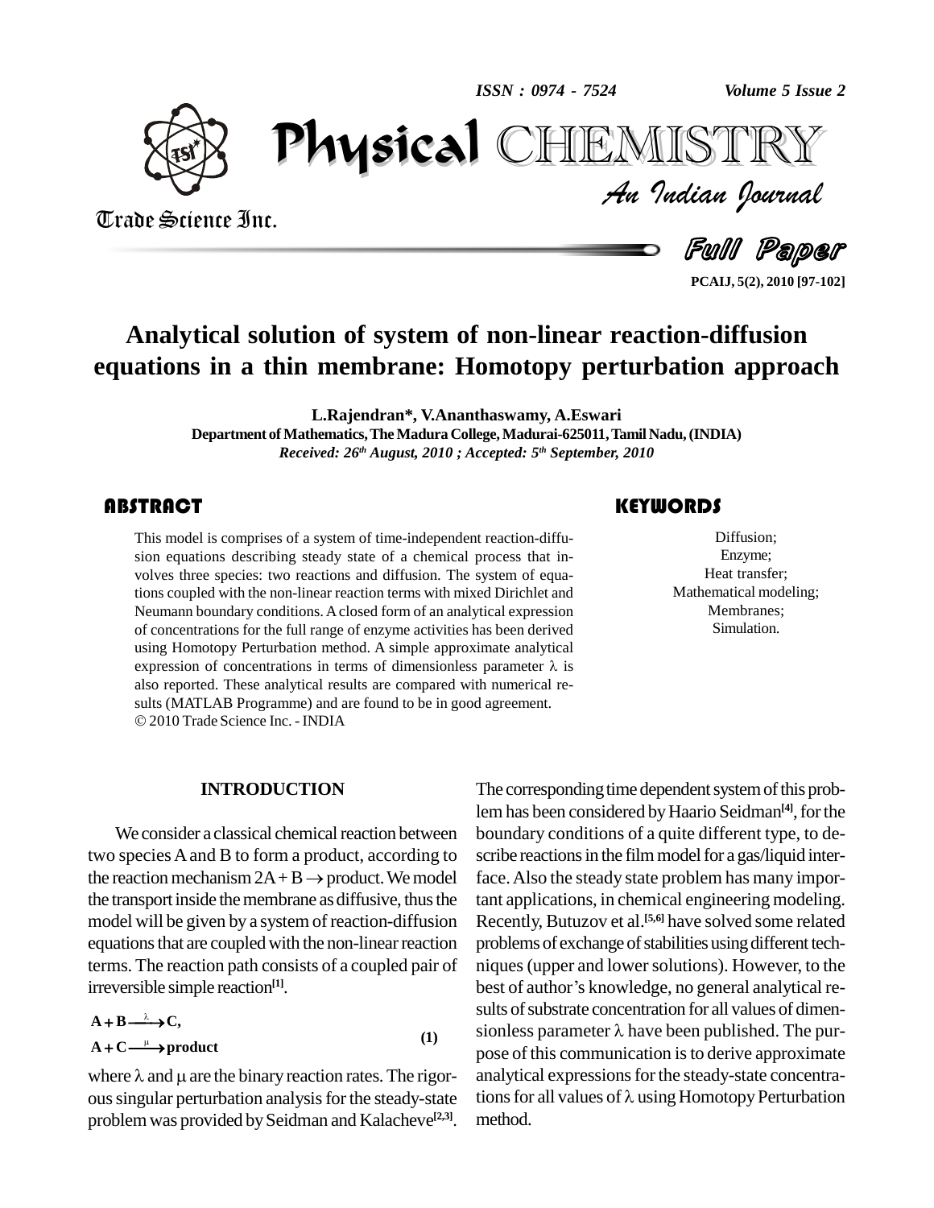# Analytical solution of system of non-linear reaction-diffusion equations in a thin membrane: Homotopy perturbation approach

**L.Rajendran\*, V.Ananthaswamy, A.Eswari**

**Department of Mathematics, The Madura College, Madurai-625011, Tamil Nadu, (INDIA)**

*Received: 26th August, 2010 ; Accepted: 5th September, 2010*

## ABSTRACT

This model is comprises of a system of time-independent reaction-diffusion equations describing steady state of a chemical process that involves three species: two reactions and diffusion. The system of equations coupled with the non-linear reaction terms with mixed Dirichlet and Neumann boundary conditions. A closed form of an analytical expression of concentrations for the full range of enzyme activities has been derived using Homotopy Perturbation method. A simple approximate analytical expression of concentrations in terms of dimensionless parameter $\lambda$ is also reported. These analytical results are compared with numerical results (MATLAB Programme) and are found to be in good agreement.

© 2010 Trade Science Inc. - INDIA

## KEYWORDS

Diffusion;
Enzyme;
Heat transfer;
Mathematical modeling;
Membranes;
Simulation.

## INTRODUCTION

We consider a classical chemical reaction between two species A and B to form a product, according to the reaction mechanism $2A + B \rightarrow$ product. We model the transport inside the membrane as diffusive, thus the model will be given by a system of reaction-diffusion equations that are coupled with the non-linear reaction terms. The reaction path consists of a coupled pair of irreversible simple reaction[1].

$$\mathbf{A + B \xrightarrow{\lambda} C,}$$
$$\mathbf{A + C \xrightarrow{\mu} product} \tag{1}$$

where $\lambda$ and $\mu$ are the binary reaction rates. The rigorous singular perturbation analysis for the steady-state problem was provided by Seidman and Kalacheve[2,3]. The corresponding time dependent system of this problem has been considered by Haario Seidman[4], for the boundary conditions of a quite different type, to describe reactions in the film model for a gas/liquid interface. Also the steady state problem has many important applications, in chemical engineering modeling. Recently, Butuzov et al.[5,6] have solved some related problems of exchange of stabilities using different techniques (upper and lower solutions). However, to the best of author's knowledge, no general analytical results of substrate concentration for all values of dimensionless parameter $\lambda$ have been published. The purpose of this communication is to derive approximate analytical expressions for the steady-state concentrations for all values of $\lambda$ using Homotopy Perturbation method.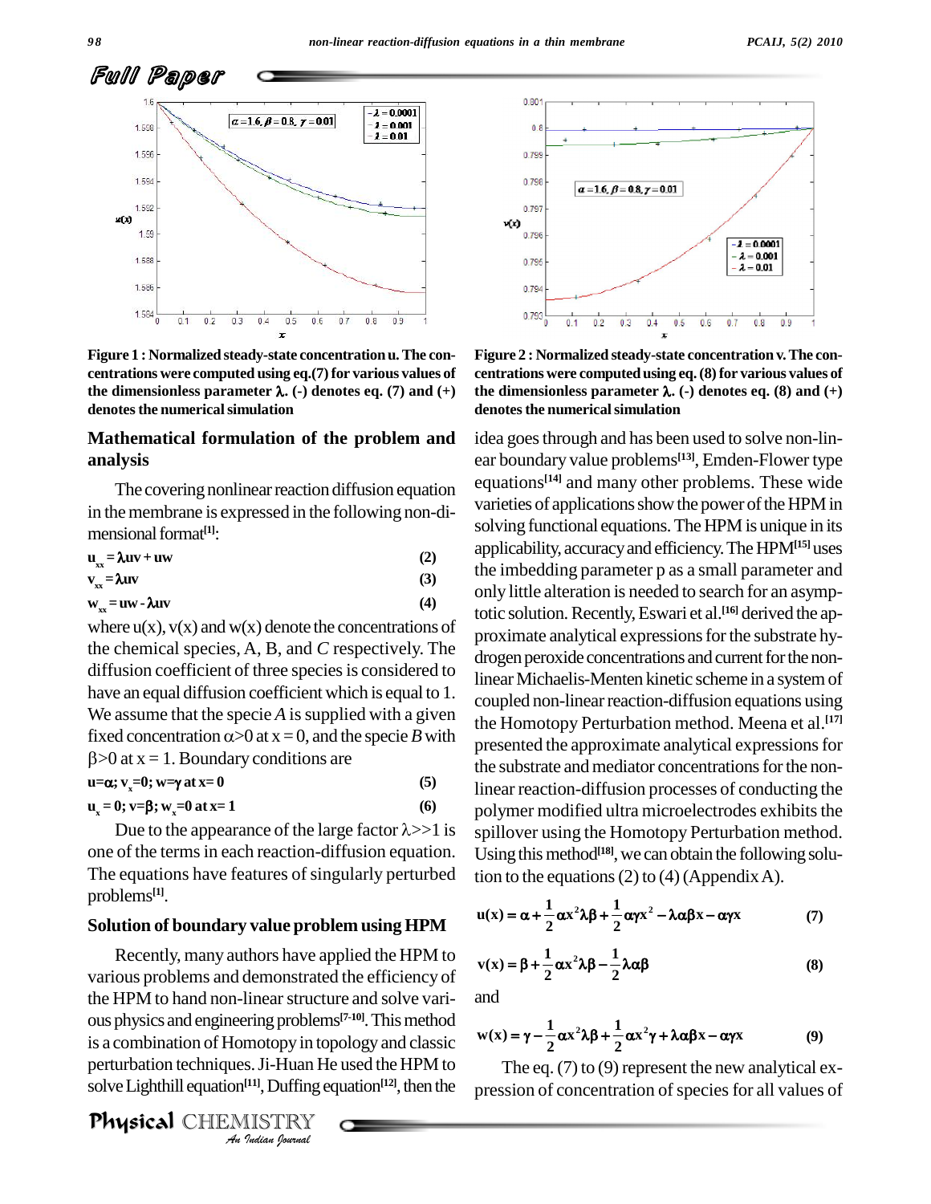Figure 1 : Normalized steady-state concentration u. The concentrations were computed using eq.(7) for various values of the dimensionless parameter $\lambda$. (-) denotes eq. (7) and (+) denotes the numerical simulation

Figure 2 : Normalized steady-state concentration v. The concentrations were computed using eq. (8) for various values of the dimensionless parameter $\lambda$. (-) denotes eq. (8) and (+) denotes the numerical simulation

## Mathematical formulation of the problem and analysis

The covering nonlinear reaction diffusion equation in the membrane is expressed in the following non-dimensional format[1]:

$$u_{xx} = \lambda uv + uw \quad (2)$$

$$v_{xx} = \lambda uv \quad (3)$$

$$w_{xx} = uw - \lambda uv \quad (4)$$

where u(x), v(x) and w(x) denote the concentrations of the chemical species, A, B, and *C* respectively. The diffusion coefficient of three species is considered to have an equal diffusion coefficient which is equal to 1. We assume that the specie *A* is supplied with a given fixed concentration $\alpha>0$ at $x = 0$, and the specie *B* with $\beta>0$ at $x = 1$. Boundary conditions are

$$u=\alpha;\ v_x=0;\ w=\gamma \text{ at } x=0 \quad (5)$$

$$u_x = 0;\ v=\beta;\ w_x=0 \text{ at } x=1 \quad (6)$$

Due to the appearance of the large factor $\lambda>>1$ is one of the terms in each reaction-diffusion equation. The equations have features of singularly perturbed problems[1].

## Solution of boundary value problem using HPM

Recently, many authors have applied the HPM to various problems and demonstrated the efficiency of the HPM to hand non-linear structure and solve various physics and engineering problems[7-10]. This method is a combination of Homotopy in topology and classic perturbation techniques. Ji-Huan He used the HPM to solve Lighthill equation[11], Duffing equation[12], then the idea goes through and has been used to solve non-linear boundary value problems[13], Emden-Flower type equations[14] and many other problems. These wide varieties of applications show the power of the HPM in solving functional equations. The HPM is unique in its applicability, accuracy and efficiency. The HPM[15] uses the imbedding parameter p as a small parameter and only little alteration is needed to search for an asymptotic solution. Recently, Eswari et al.[16] derived the approximate analytical expressions for the substrate hydrogen peroxide concentrations and current for the non-linear Michaelis-Menten kinetic scheme in a system of coupled non-linear reaction-diffusion equations using the Homotopy Perturbation method. Meena et al.[17] presented the approximate analytical expressions for the substrate and mediator concentrations for the non-linear reaction-diffusion processes of conducting the polymer modified ultra microelectrodes exhibits the spillover using the Homotopy Perturbation method. Using this method[18], we can obtain the following solution to the equations (2) to (4) (Appendix A).

$$u(x) = \alpha + \frac{1}{2}\alpha x^2\lambda\beta + \frac{1}{2}\alpha\gamma x^2 - \lambda\alpha\beta x - \alpha\gamma x \quad (7)$$

$$v(x) = \beta + \frac{1}{2}\alpha x^2\lambda\beta - \frac{1}{2}\lambda\alpha\beta \quad (8)$$

and

$$w(x) = \gamma - \frac{1}{2}\alpha x^2\lambda\beta + \frac{1}{2}\alpha x^2\gamma + \lambda\alpha\beta x - \alpha\gamma x \quad (9)$$

The eq. (7) to (9) represent the new analytical expression of concentration of species for all values of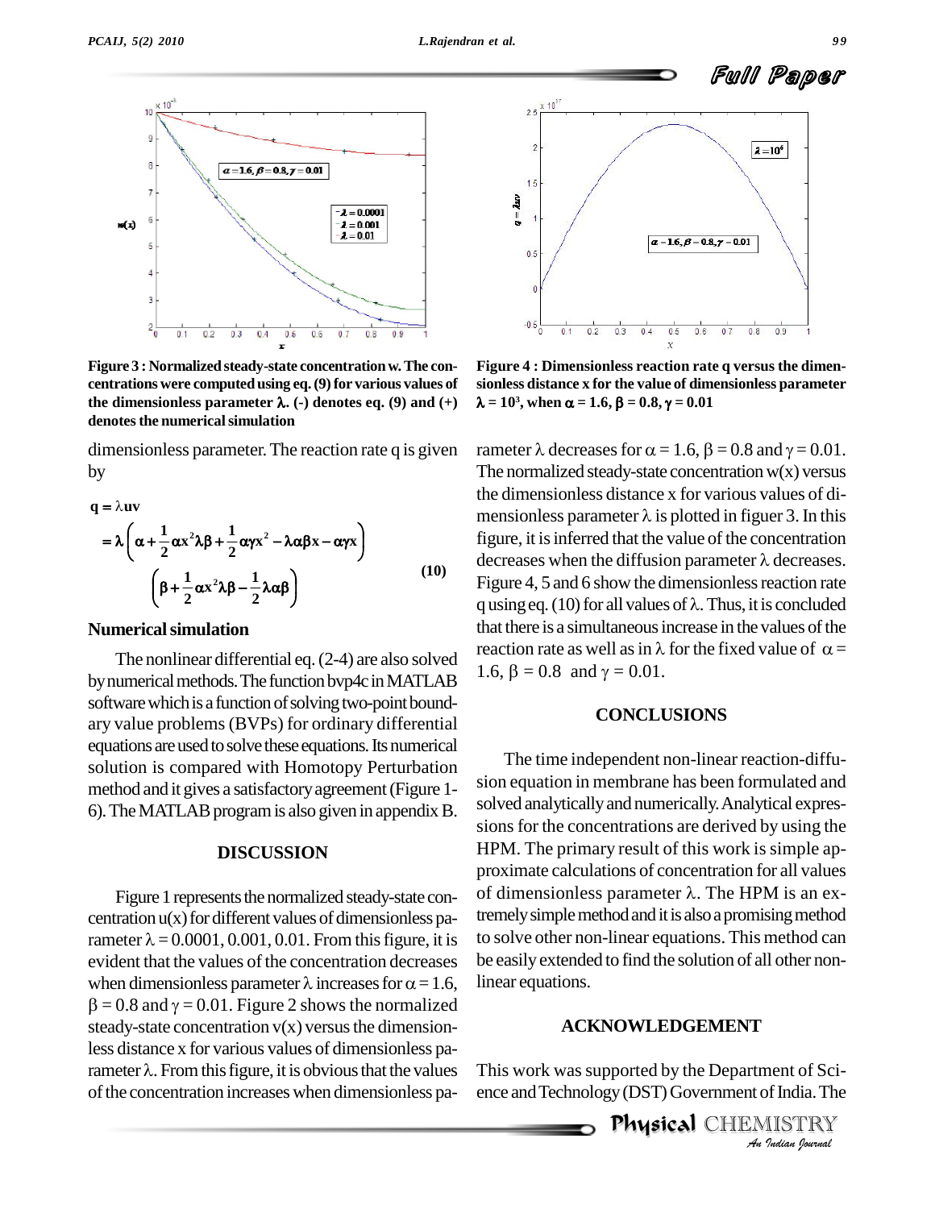Figure 3 : Normalized steady-state concentration w. The concentrations were computed using eq. (9) for various values of the dimensionless parameter $\lambda$. (-) denotes eq. (9) and (+) denotes the numerical simulation

Figure 4 : Dimensionless reaction rate q versus the dimensionless distance x for the value of dimensionless parameter $\lambda = 10^3$, when $\alpha = 1.6, \beta = 0.8, \gamma = 0.01$

dimensionless parameter. The reaction rate q is given by

$$q = \lambda uv$$
$$= \lambda\left(\alpha + \frac{1}{2}\alpha x^2\lambda\beta + \frac{1}{2}\alpha\gamma x^2 - \lambda\alpha\beta x - \alpha\gamma x\right)\left(\beta + \frac{1}{2}\alpha x^2\lambda\beta - \frac{1}{2}\lambda\alpha\beta\right) \quad (10)$$

### Numerical simulation

The nonlinear differential eq. (2-4) are also solved by numerical methods. The function bvp4c in MATLAB software which is a function of solving two-point boundary value problems (BVPs) for ordinary differential equations are used to solve these equations. Its numerical solution is compared with Homotopy Perturbation method and it gives a satisfactory agreement (Figure 1-6). The MATLAB program is also given in appendix B.

## DISCUSSION

Figure 1 represents the normalized steady-state concentration u(x) for different values of dimensionless parameter $\lambda = 0.0001, 0.001, 0.01$. From this figure, it is evident that the values of the concentration decreases when dimensionless parameter $\lambda$ increases for $\alpha = 1.6$, $\beta = 0.8$ and $\gamma = 0.01$. Figure 2 shows the normalized steady-state concentration v(x) versus the dimensionless distance x for various values of dimensionless parameter $\lambda$. From this figure, it is obvious that the values of the concentration increases when dimensionless parameter $\lambda$ decreases for $\alpha = 1.6$, $\beta = 0.8$ and $\gamma = 0.01$. The normalized steady-state concentration w(x) versus the dimensionless distance x for various values of dimensionless parameter $\lambda$ is plotted in figuer 3. In this figure, it is inferred that the value of the concentration decreases when the diffusion parameter $\lambda$ decreases. Figure 4, 5 and 6 show the dimensionless reaction rate q using eq. (10) for all values of $\lambda$. Thus, it is concluded that there is a simultaneous increase in the values of the reaction rate as well as in $\lambda$ for the fixed value of $\alpha = 1.6$, $\beta = 0.8$ and $\gamma = 0.01$.

## CONCLUSIONS

The time independent non-linear reaction-diffusion equation in membrane has been formulated and solved analytically and numerically. Analytical expressions for the concentrations are derived by using the HPM. The primary result of this work is simple approximate calculations of concentration for all values of dimensionless parameter $\lambda$. The HPM is an extremely simple method and it is also a promising method to solve other non-linear equations. This method can be easily extended to find the solution of all other non-linear equations.

## ACKNOWLEDGEMENT

This work was supported by the Department of Science and Technology (DST) Government of India. The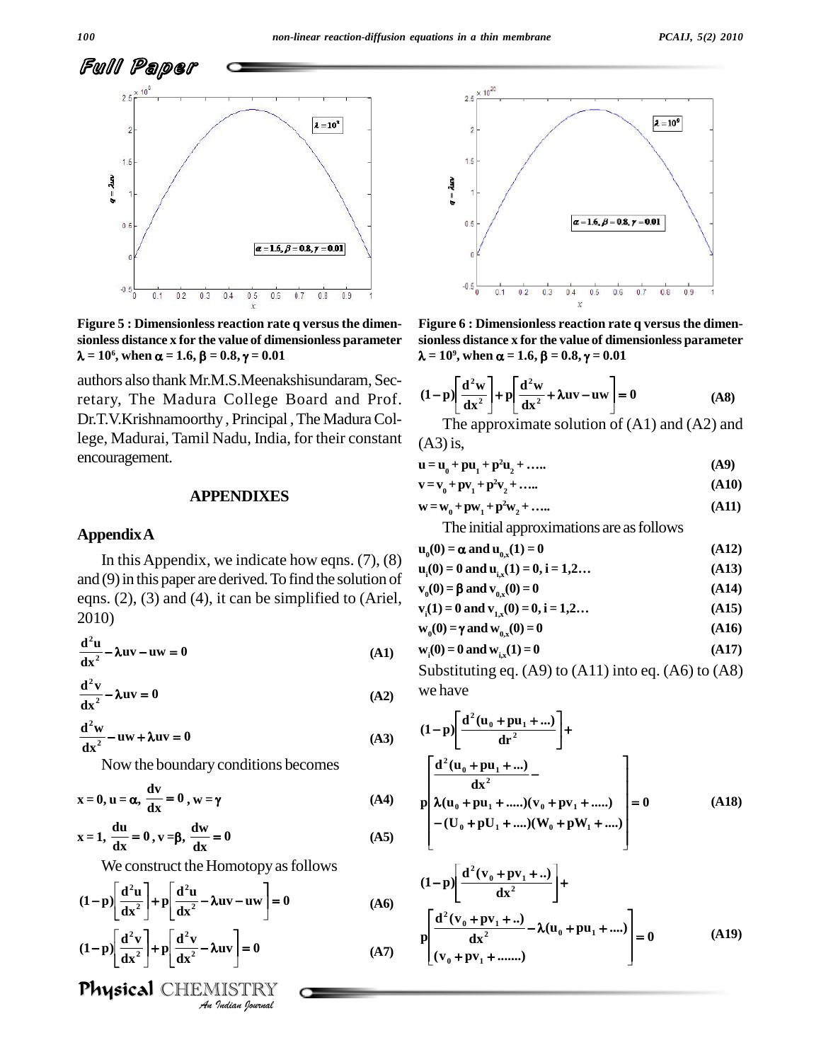Figure 5 : Dimensionless reaction rate q versus the dimensionless distance x for the value of dimensionless parameter $\lambda = 10^6$, when $\alpha = 1.6$, $\beta = 0.8$, $\gamma = 0.01$

Figure 6 : Dimensionless reaction rate q versus the dimensionless distance x for the value of dimensionless parameter $\lambda = 10^9$, when $\alpha = 1.6$, $\beta = 0.8$, $\gamma = 0.01$

authors also thank Mr.M.S.Meenakshisundaram, Secretary, The Madura College Board and Prof. Dr.T.V.Krishnamoorthy, Principal, The Madura College, Madurai, Tamil Nadu, India, for their constant encouragement.

## APPENDIXES

### Appendix A

In this Appendix, we indicate how eqns. (7), (8) and (9) in this paper are derived. To find the solution of eqns. (2), (3) and (4), it can be simplified to (Ariel, 2010)

$$\frac{d^2u}{dx^2} - \lambda uv - uw = 0 \tag{A1}$$

$$\frac{d^2v}{dx^2} - \lambda uv = 0 \tag{A2}$$

$$\frac{d^2w}{dx^2} - uw + \lambda uv = 0 \tag{A3}$$

Now the boundary conditions becomes

$$x = 0,\ u = \alpha,\ \frac{dv}{dx} = 0,\ w = \gamma \tag{A4}$$

$$x = 1,\ \frac{du}{dx} = 0,\ v = \beta,\ \frac{dw}{dx} = 0 \tag{A5}$$

We construct the Homotopy as follows

$$(1-p)\left[\frac{d^2u}{dx^2}\right] + p\left[\frac{d^2u}{dx^2} - \lambda uv - uw\right] = 0 \tag{A6}$$

$$(1-p)\left[\frac{d^2v}{dx^2}\right] + p\left[\frac{d^2v}{dx^2} - \lambda uv\right] = 0 \tag{A7}$$

$$(1-p)\left[\frac{d^2w}{dx^2}\right] + p\left[\frac{d^2w}{dx^2} + \lambda uv - uw\right] = 0 \tag{A8}$$

The approximate solution of (A1) and (A2) and (A3) is,

$$u = u_0 + pu_1 + p^2u_2 + \ldots.. \tag{A9}$$

$$v = v_0 + pv_1 + p^2v_2 + \ldots.. \tag{A10}$$

$$w = w_0 + pw_1 + p^2w_2 + \ldots.. \tag{A11}$$

The initial approximations are as follows

$$u_0(0) = \alpha \text{ and } u_{0,x}(1) = 0 \tag{A12}$$

$$u_i(0) = 0 \text{ and } u_{i,x}(1) = 0,\ i = 1,2\ldots \tag{A13}$$

$$v_0(0) = \beta \text{ and } v_{0,x}(0) = 0 \tag{A14}$$

$$v_i(1) = 0 \text{ and } v_{1,x}(0) = 0,\ i = 1,2\ldots \tag{A15}$$

$$w_0(0) = \gamma \text{ and } w_{0,x}(0) = 0 \tag{A16}$$

$$w_i(0) = 0 \text{ and } w_{i,x}(1) = 0 \tag{A17}$$

Substituting eq. (A9) to (A11) into eq. (A6) to (A8) we have

$$(1-p)\left[\frac{d^2(u_0 + pu_1 + \ldots)}{dr^2}\right] + p\left[\begin{array}{l}\frac{d^2(u_0 + pu_1 + \ldots)}{dx^2} - \\ \lambda(u_0 + pu_1 + \ldots..)(v_0 + pv_1 + \ldots..) \\ -(U_0 + pU_1 + \ldots.)(W_0 + pW_1 + \ldots.)\end{array}\right] = 0 \tag{A18}$$

$$(1-p)\left[\frac{d^2(v_0 + pv_1 + ..)}{dx^2}\right] + p\left[\begin{array}{l}\frac{d^2(v_0 + pv_1 + ..)}{dx^2} - \lambda(u_0 + pu_1 + \ldots.) \\ (v_0 + pv_1 + \ldots\ldots.)\end{array}\right] = 0 \tag{A19}$$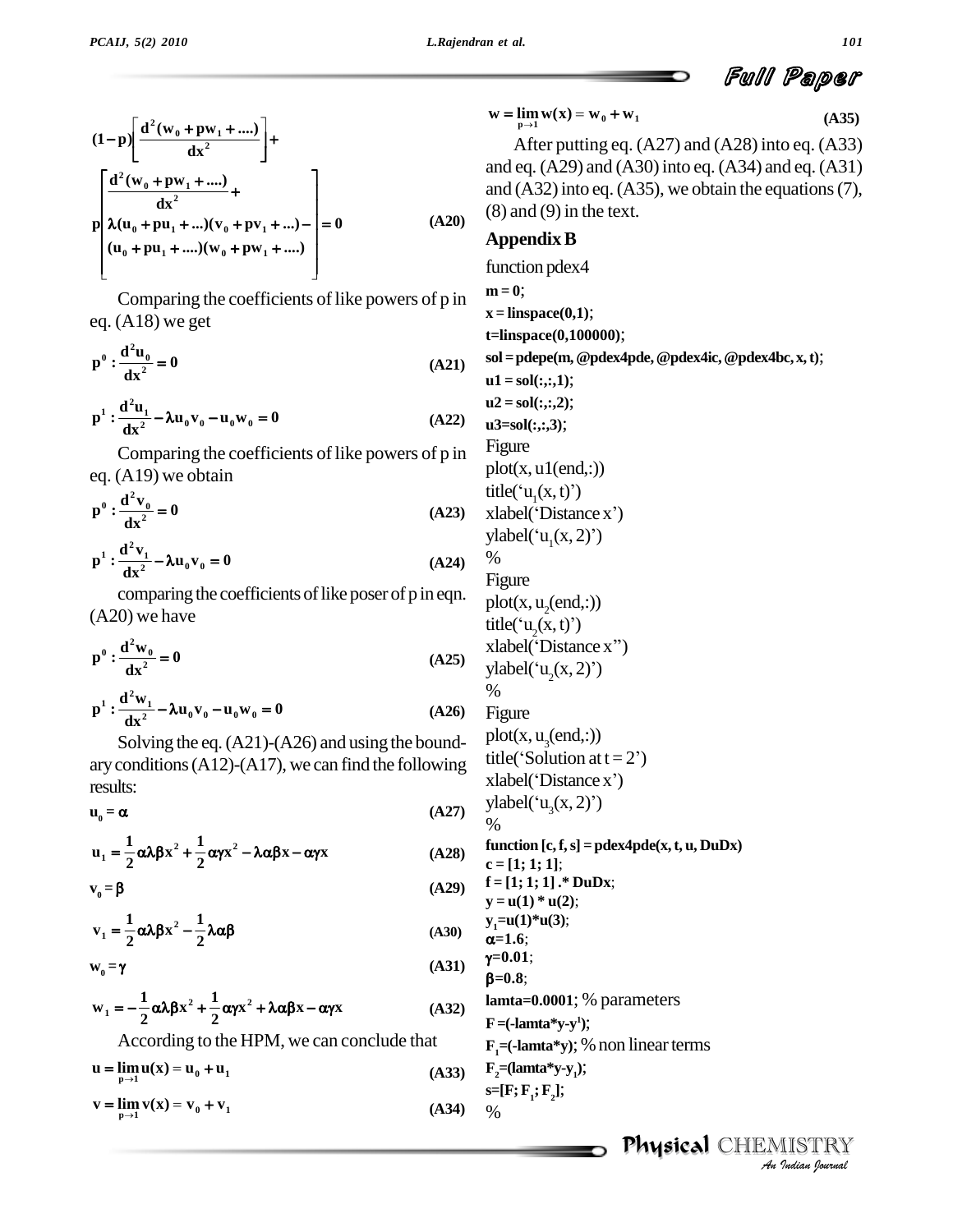$$(1-p)\left[\frac{d^2(w_0+pw_1+....)}{dx^2}\right]+$$

$$p\left[\begin{array}{l}\frac{d^2(w_0+pw_1+....)}{dx^2}+\\ \lambda(u_0+pu_1+...)(v_0+pv_1+...)-\\ (u_0+pu_1+....)(w_0+pw_1+....)\end{array}\right]=0 \quad \text{(A20)}$$

Comparing the coefficients of like powers of p in eq. (A18) we get

$$p^0:\frac{d^2u_0}{dx^2}=0 \quad \text{(A21)}$$

$$p^1:\frac{d^2u_1}{dx^2}-\lambda u_0v_0-u_0w_0=0 \quad \text{(A22)}$$

Comparing the coefficients of like powers of p in eq. (A19) we obtain

$$p^0:\frac{d^2v_0}{dx^2}=0 \quad \text{(A23)}$$

$$p^1:\frac{d^2v_1}{dx^2}-\lambda u_0v_0=0 \quad \text{(A24)}$$

comparing the coefficients of like poser of p in eqn. (A20) we have

$$p^0:\frac{d^2w_0}{dx^2}=0 \quad \text{(A25)}$$

$$p^1:\frac{d^2w_1}{dx^2}-\lambda u_0v_0-u_0w_0=0 \quad \text{(A26)}$$

Solving the eq. (A21)-(A26) and using the boundary conditions (A12)-(A17), we can find the following results:

$$u_0=\alpha \quad \text{(A27)}$$

$$u_1=\frac{1}{2}\alpha\lambda\beta x^2+\frac{1}{2}\alpha\gamma x^2-\lambda\alpha\beta x-\alpha\gamma x \quad \text{(A28)}$$

$$v_0=\beta \quad \text{(A29)}$$

$$v_1=\frac{1}{2}\alpha\lambda\beta x^2-\frac{1}{2}\lambda\alpha\beta \quad \text{(A30)}$$

$$w_0=\gamma \quad \text{(A31)}$$

$$w_1=-\frac{1}{2}\alpha\lambda\beta x^2+\frac{1}{2}\alpha\gamma x^2+\lambda\alpha\beta x-\alpha\gamma x \quad \text{(A32)}$$

According to the HPM, we can conclude that

$$u=\lim_{p\to 1}u(x)=u_0+u_1 \quad \text{(A33)}$$

$$v=\lim_{p\to 1}v(x)=v_0+v_1 \quad \text{(A34)}$$

$$w=\lim_{p\to 1}w(x)=w_0+w_1 \quad \text{(A35)}$$

After putting eq. (A27) and (A28) into eq. (A33) and eq. (A29) and (A30) into eq. (A34) and eq. (A31) and (A32) into eq. (A35), we obtain the equations (7), (8) and (9) in the text.

## Appendix B

```
function pdex4
m = 0;
x = linspace(0,1);
t=linspace(0,100000);
sol = pdepe(m, @pdex4pde, @pdex4ic, @pdex4bc, x, t);
u1 = sol(:,:,1);
u2 = sol(:,:,2);
u3=sol(:,:,3);
Figure
plot(x, u1(end,:))
title('u1(x, t)')
xlabel('Distance x')
ylabel('u1(x, 2)')
%
Figure
plot(x, u2(end,:))
title('u2(x, t)')
xlabel('Distance x'')
ylabel('u2(x, 2)')
%
Figure
plot(x, u3(end,:))
title('Solution at t = 2')
xlabel('Distance x')
ylabel('u3(x, 2)')
%
function [c, f, s] = pdex4pde(x, t, u, DuDx)
c = [1; 1; 1];
f = [1; 1; 1] .* DuDx;
y = u(1) * u(2);
y1=u(1)*u(3);
α=1.6;
γ=0.01;
β=0.8;
lamta=0.0001; % parameters
F =(-lamta*y-y1);
F1=(-lamta*y); % non linear terms
F2=(lamta*y-y1);
s=[F; F1; F2];
%
```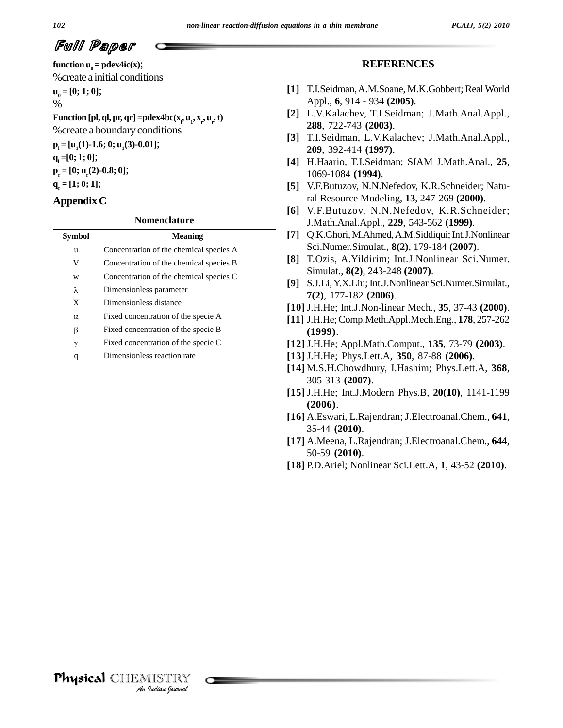**function $u_0$ = pdex4ic(x);**

%create a initial conditions

**$u_0$ = [0; 1; 0];**

%

**Function [pl, ql, pr, qr] =pdex4bc($x_l$, $u_l$, $x_r$, $u_r$, t)**

%create a boundary conditions

**$p_l$ = [$u_l$(1)-1.6; 0; $u_l$(3)-0.01];**

**$q_l$ =[0; 1; 0];**

**$p_r$ = [0; $u_r$(2)-0.8; 0];**

**$q_r$ = [1; 0; 1];**

## Appendix C

**Nomenclature**

| Symbol | Meaning |
|---|---|
| u | Concentration of the chemical species A |
| V | Concentration of the chemical species B |
| w | Concentration of the chemical species C |
| $\lambda$ | Dimensionless parameter |
| X | Dimensionless distance |
| $\alpha$ | Fixed concentration of the specie A |
| $\beta$ | Fixed concentration of the specie B |
| $\gamma$ | Fixed concentration of the specie C |
| q | Dimensionless reaction rate |

## REFERENCES

**[1]** T.I.Seidman, A.M.Soane, M.K.Gobbert; Real World Appl., **6**, 914 - 934 **(2005)**.

**[2]** L.V.Kalachev, T.I.Seidman; J.Math.Anal.Appl., **288**, 722-743 **(2003)**.

**[3]** T.I.Seidman, L.V.Kalachev; J.Math.Anal.Appl., **209**, 392-414 **(1997)**.

**[4]** H.Haario, T.I.Seidman; SIAM J.Math.Anal., **25**, 1069-1084 **(1994)**.

**[5]** V.F.Butuzov, N.N.Nefedov, K.R.Schneider; Natural Resource Modeling, **13**, 247-269 **(2000)**.

**[6]** V.F.Butuzov, N.N.Nefedov, K.R.Schneider; J.Math.Anal.Appl., **229**, 543-562 **(1999)**.

**[7]** Q.K.Ghori, M.Ahmed, A.M.Siddiqui; Int.J.Nonlinear Sci.Numer.Simulat., **8(2)**, 179-184 **(2007)**.

**[8]** T.Ozis, A.Yildirim; Int.J.Nonlinear Sci.Numer. Simulat., **8(2)**, 243-248 **(2007)**.

**[9]** S.J.Li, Y.X.Liu; Int.J.Nonlinear Sci.Numer.Simulat., **7(2)**, 177-182 **(2006)**.

**[10]** J.H.He; Int.J.Non-linear Mech., **35**, 37-43 **(2000)**.

**[11]** J.H.He; Comp.Meth.Appl.Mech.Eng., **178**, 257-262 **(1999)**.

**[12]** J.H.He; Appl.Math.Comput., **135**, 73-79 **(2003)**.

**[13]** J.H.He; Phys.Lett.A, **350**, 87-88 **(2006)**.

**[14]** M.S.H.Chowdhury, I.Hashim; Phys.Lett.A, **368**, 305-313 **(2007)**.

**[15]** J.H.He; Int.J.Modern Phys.B, **20(10)**, 1141-1199 **(2006)**.

**[16]** A.Eswari, L.Rajendran; J.Electroanal.Chem., **641**, 35-44 **(2010)**.

**[17]** A.Meena, L.Rajendran; J.Electroanal.Chem., **644**, 50-59 **(2010)**.

**[18]** P.D.Ariel; Nonlinear Sci.Lett.A, **1**, 43-52 **(2010)**.